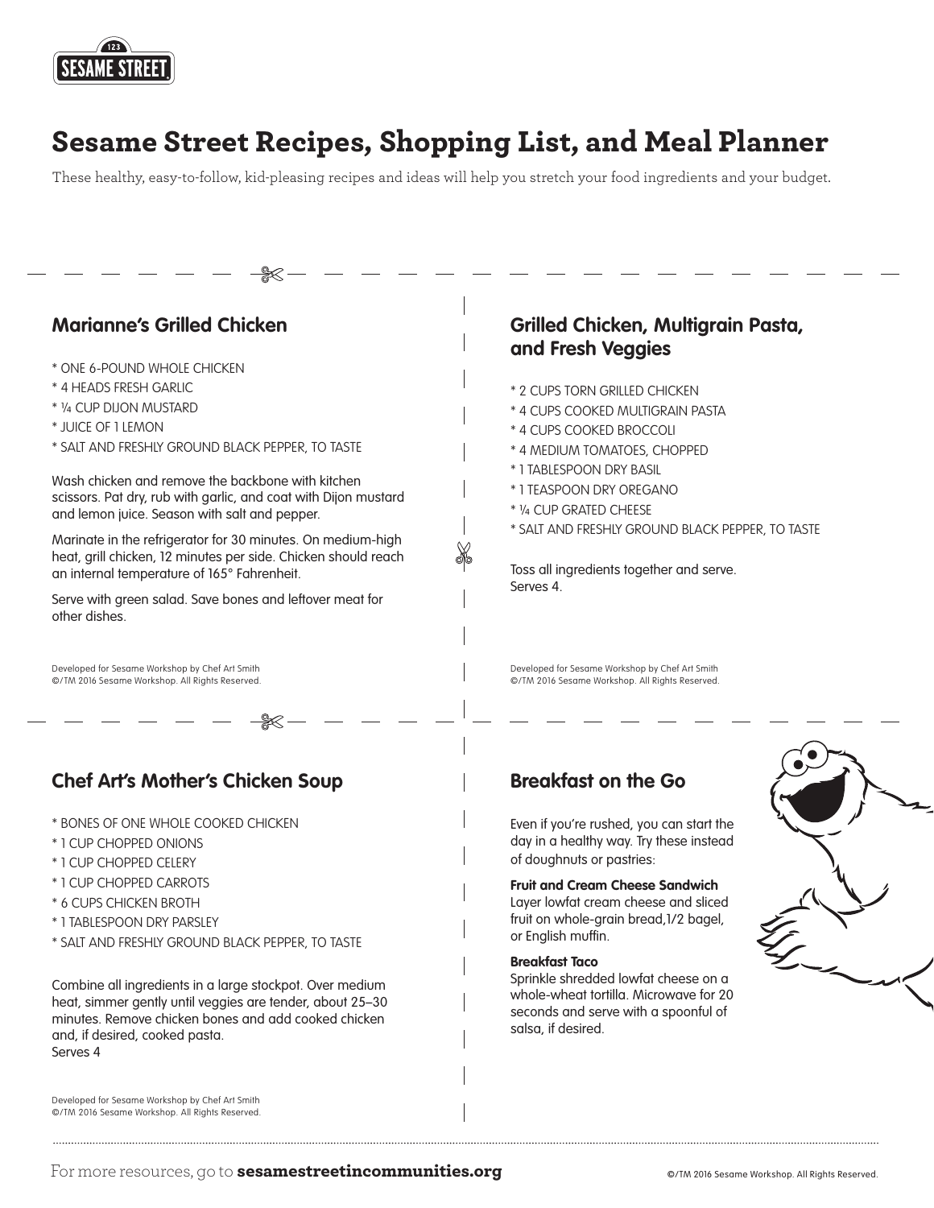# Sesame Street Recipes, Shopping List, and Meal Planner

These healthy, easy-to-follow, kid-pleasing recipes and ideas will help you stretch your food ingredients and your budget.

## Marianne's Grilled Chicken

* ONE 6-POUND WHOLE CHICKEN
* 4 HEADS FRESH GARLIC
* ¼ CUP DIJON MUSTARD
* JUICE OF 1 LEMON
* SALT AND FRESHLY GROUND BLACK PEPPER, TO TASTE

Wash chicken and remove the backbone with kitchen scissors. Pat dry, rub with garlic, and coat with Dijon mustard and lemon juice. Season with salt and pepper.

Marinate in the refrigerator for 30 minutes. On medium-high heat, grill chicken, 12 minutes per side. Chicken should reach an internal temperature of 165° Fahrenheit.

Serve with green salad. Save bones and leftover meat for other dishes.

Developed for Sesame Workshop by Chef Art Smith
©/TM 2016 Sesame Workshop. All Rights Reserved.

## Grilled Chicken, Multigrain Pasta, and Fresh Veggies

* 2 CUPS TORN GRILLED CHICKEN
* 4 CUPS COOKED MULTIGRAIN PASTA
* 4 CUPS COOKED BROCCOLI
* 4 MEDIUM TOMATOES, CHOPPED
* 1 TABLESPOON DRY BASIL
* 1 TEASPOON DRY OREGANO
* ¼ CUP GRATED CHEESE
* SALT AND FRESHLY GROUND BLACK PEPPER, TO TASTE

Toss all ingredients together and serve.
Serves 4.

Developed for Sesame Workshop by Chef Art Smith
©/TM 2016 Sesame Workshop. All Rights Reserved.

## Chef Art's Mother's Chicken Soup

* BONES OF ONE WHOLE COOKED CHICKEN
* 1 CUP CHOPPED ONIONS
* 1 CUP CHOPPED CELERY
* 1 CUP CHOPPED CARROTS
* 6 CUPS CHICKEN BROTH
* 1 TABLESPOON DRY PARSLEY
* SALT AND FRESHLY GROUND BLACK PEPPER, TO TASTE

Combine all ingredients in a large stockpot. Over medium heat, simmer gently until veggies are tender, about 25–30 minutes. Remove chicken bones and add cooked chicken and, if desired, cooked pasta.
Serves 4

Developed for Sesame Workshop by Chef Art Smith
©/TM 2016 Sesame Workshop. All Rights Reserved.

## Breakfast on the Go

Even if you're rushed, you can start the day in a healthy way. Try these instead of doughnuts or pastries:

**Fruit and Cream Cheese Sandwich**
Layer lowfat cream cheese and sliced fruit on whole-grain bread,1/2 bagel, or English muffin.

**Breakfast Taco**
Sprinkle shredded lowfat cheese on a whole-wheat tortilla. Microwave for 20 seconds and serve with a spoonful of salsa, if desired.

For more resources, go to **sesamestreetincommunities.org**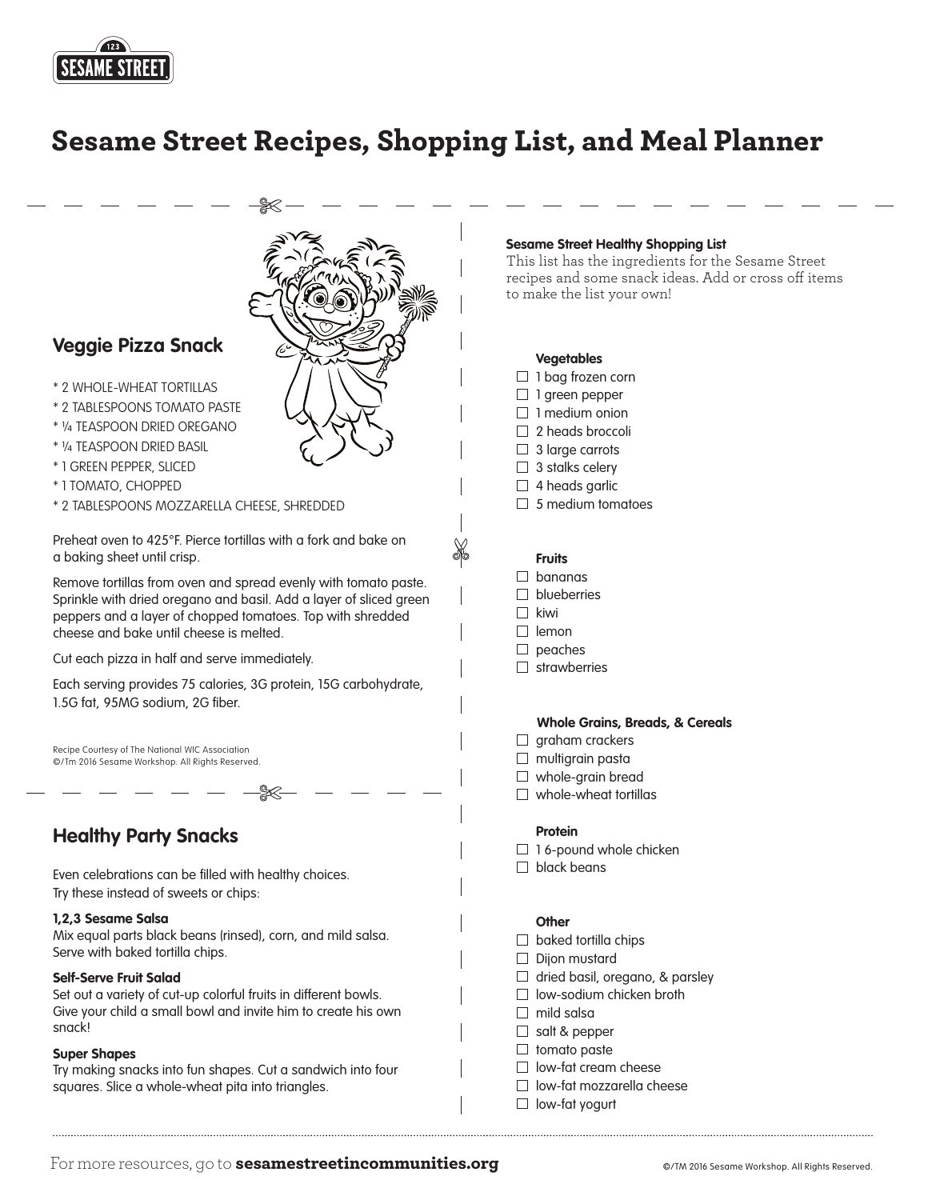# Sesame Street Recipes, Shopping List, and Meal Planner

## Veggie Pizza Snack

* 2 WHOLE-WHEAT TORTILLAS
* 2 TABLESPOONS TOMATO PASTE
* ¼ TEASPOON DRIED OREGANO
* ¼ TEASPOON DRIED BASIL
* 1 GREEN PEPPER, SLICED
* 1 TOMATO, CHOPPED
* 2 TABLESPOONS MOZZARELLA CHEESE, SHREDDED

Preheat oven to 425°F. Pierce tortillas with a fork and bake on a baking sheet until crisp.

Remove tortillas from oven and spread evenly with tomato paste. Sprinkle with dried oregano and basil. Add a layer of sliced green peppers and a layer of chopped tomatoes. Top with shredded cheese and bake until cheese is melted.

Cut each pizza in half and serve immediately.

Each serving provides 75 calories, 3G protein, 15G carbohydrate, 1.5G fat, 95MG sodium, 2G fiber.

Recipe Courtesy of The National WIC Association
©/Tm 2016 Sesame Workshop. All Rights Reserved.

## Healthy Party Snacks

Even celebrations can be filled with healthy choices. Try these instead of sweets or chips:

**1,2,3 Sesame Salsa**
Mix equal parts black beans (rinsed), corn, and mild salsa. Serve with baked tortilla chips.

**Self-Serve Fruit Salad**
Set out a variety of cut-up colorful fruits in different bowls. Give your child a small bowl and invite him to create his own snack!

**Super Shapes**
Try making snacks into fun shapes. Cut a sandwich into four squares. Slice a whole-wheat pita into triangles.

## Sesame Street Healthy Shopping List

This list has the ingredients for the Sesame Street recipes and some snack ideas. Add or cross off items to make the list your own!

**Vegetables**
- ☐ 1 bag frozen corn
- ☐ 1 green pepper
- ☐ 1 medium onion
- ☐ 2 heads broccoli
- ☐ 3 large carrots
- ☐ 3 stalks celery
- ☐ 4 heads garlic
- ☐ 5 medium tomatoes

**Fruits**
- ☐ bananas
- ☐ blueberries
- ☐ kiwi
- ☐ lemon
- ☐ peaches
- ☐ strawberries

**Whole Grains, Breads, & Cereals**
- ☐ graham crackers
- ☐ multigrain pasta
- ☐ whole-grain bread
- ☐ whole-wheat tortillas

**Protein**
- ☐ 1 6-pound whole chicken
- ☐ black beans

**Other**
- ☐ baked tortilla chips
- ☐ Dijon mustard
- ☐ dried basil, oregano, & parsley
- ☐ low-sodium chicken broth
- ☐ mild salsa
- ☐ salt & pepper
- ☐ tomato paste
- ☐ low-fat cream cheese
- ☐ low-fat mozzarella cheese
- ☐ low-fat yogurt

For more resources, go to **sesamestreetincommunities.org**

©/TM 2016 Sesame Workshop. All Rights Reserved.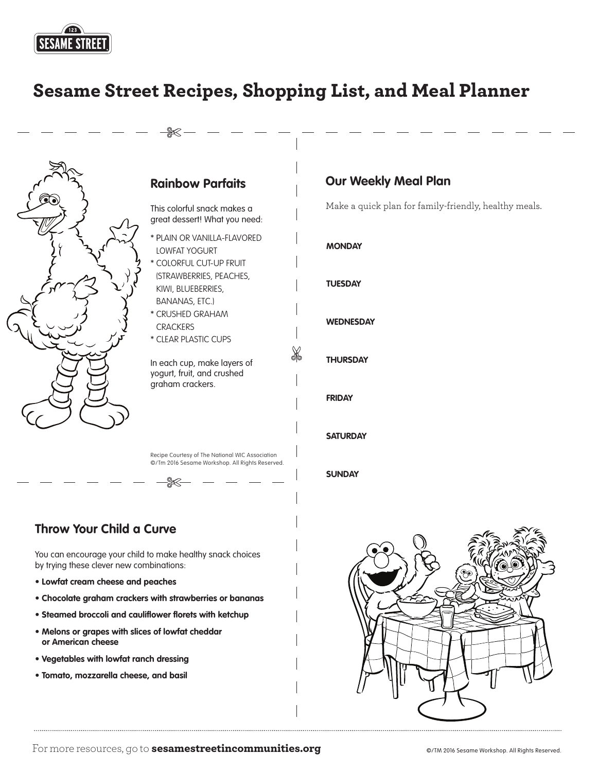# Sesame Street Recipes, Shopping List, and Meal Planner

## Rainbow Parfaits

This colorful snack makes a great dessert! What you need:

* PLAIN OR VANILLA-FLAVORED LOWFAT YOGURT
* COLORFUL CUT-UP FRUIT (STRAWBERRIES, PEACHES, KIWI, BLUEBERRIES, BANANAS, ETC.)
* CRUSHED GRAHAM CRACKERS
* CLEAR PLASTIC CUPS

In each cup, make layers of yogurt, fruit, and crushed graham crackers.

Recipe Courtesy of The National WIC Association
©/Tm 2016 Sesame Workshop. All Rights Reserved.

## Our Weekly Meal Plan

Make a quick plan for family-friendly, healthy meals.

**MONDAY**

**TUESDAY**

**WEDNESDAY**

**THURSDAY**

**FRIDAY**

**SATURDAY**

**SUNDAY**

## Throw Your Child a Curve

You can encourage your child to make healthy snack choices by trying these clever new combinations:

- **Lowfat cream cheese and peaches**
- **Chocolate graham crackers with strawberries or bananas**
- **Steamed broccoli and cauliflower florets with ketchup**
- **Melons or grapes with slices of lowfat cheddar or American cheese**
- **Vegetables with lowfat ranch dressing**
- **Tomato, mozzarella cheese, and basil**

For more resources, go to **sesamestreetincommunities.org**

©/TM 2016 Sesame Workshop. All Rights Reserved.